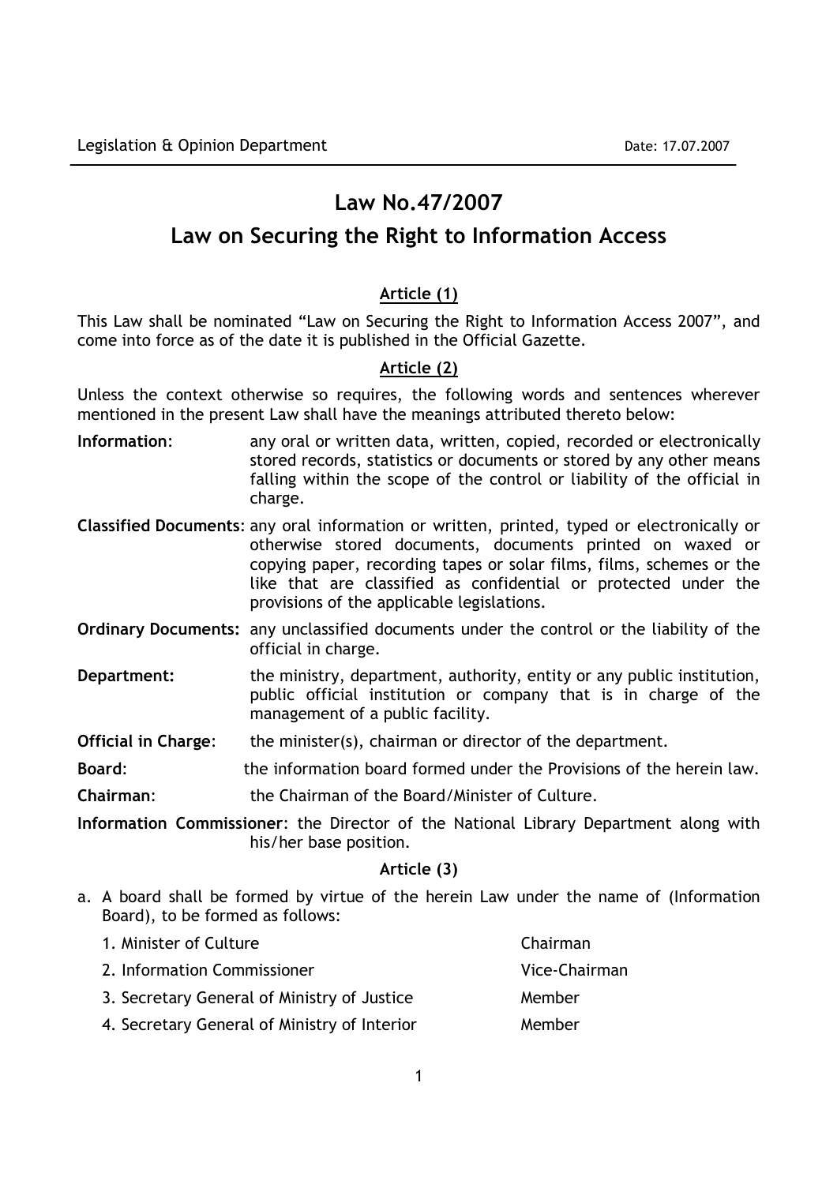Legislation & Opinion Department — Date: 17.07.2007

# Law No.47/2007

# Law on Securing the Right to Information Access

## Article (1)

This Law shall be nominated "Law on Securing the Right to Information Access 2007", and come into force as of the date it is published in the Official Gazette.

## Article (2)

Unless the context otherwise so requires, the following words and sentences wherever mentioned in the present Law shall have the meanings attributed thereto below:

**Information**: any oral or written data, written, copied, recorded or electronically stored records, statistics or documents or stored by any other means falling within the scope of the control or liability of the official in charge.

**Classified Documents**: any oral information or written, printed, typed or electronically or otherwise stored documents, documents printed on waxed or copying paper, recording tapes or solar films, films, schemes or the like that are classified as confidential or protected under the provisions of the applicable legislations.

**Ordinary Documents:** any unclassified documents under the control or the liability of the official in charge.

**Department:** the ministry, department, authority, entity or any public institution, public official institution or company that is in charge of the management of a public facility.

**Official in Charge**: the minister(s), chairman or director of the department.

**Board**: the information board formed under the Provisions of the herein law.

**Chairman**: the Chairman of the Board/Minister of Culture.

**Information Commissioner**: the Director of the National Library Department along with his/her base position.

## Article (3)

a. A board shall be formed by virtue of the herein Law under the name of (Information Board), to be formed as follows:

| | |
|---|---|
| 1. Minister of Culture | Chairman |
| 2. Information Commissioner | Vice-Chairman |
| 3. Secretary General of Ministry of Justice | Member |
| 4. Secretary General of Ministry of Interior | Member |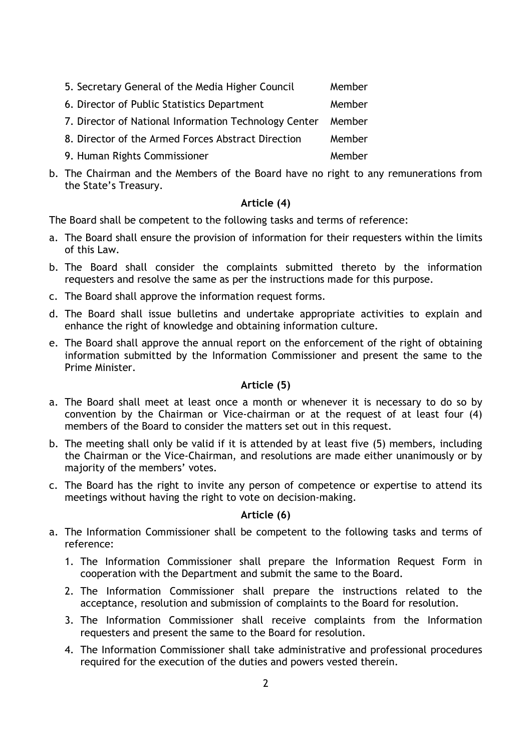| | |
|---|---|
| 5. Secretary General of the Media Higher Council | Member |
| 6. Director of Public Statistics Department | Member |
| 7. Director of National Information Technology Center | Member |
| 8. Director of the Armed Forces Abstract Direction | Member |
| 9. Human Rights Commissioner | Member |

b. The Chairman and the Members of the Board have no right to any remunerations from the State's Treasury.

**Article (4)**

The Board shall be competent to the following tasks and terms of reference:

a. The Board shall ensure the provision of information for their requesters within the limits of this Law.
b. The Board shall consider the complaints submitted thereto by the information requesters and resolve the same as per the instructions made for this purpose.
c. The Board shall approve the information request forms.
d. The Board shall issue bulletins and undertake appropriate activities to explain and enhance the right of knowledge and obtaining information culture.
e. The Board shall approve the annual report on the enforcement of the right of obtaining information submitted by the Information Commissioner and present the same to the Prime Minister.

**Article (5)**

a. The Board shall meet at least once a month or whenever it is necessary to do so by convention by the Chairman or Vice-chairman or at the request of at least four (4) members of the Board to consider the matters set out in this request.
b. The meeting shall only be valid if it is attended by at least five (5) members, including the Chairman or the Vice-Chairman, and resolutions are made either unanimously or by majority of the members' votes.
c. The Board has the right to invite any person of competence or expertise to attend its meetings without having the right to vote on decision-making.

**Article (6)**

a. The Information Commissioner shall be competent to the following tasks and terms of reference:
   1. The Information Commissioner shall prepare the Information Request Form in cooperation with the Department and submit the same to the Board.
   2. The Information Commissioner shall prepare the instructions related to the acceptance, resolution and submission of complaints to the Board for resolution.
   3. The Information Commissioner shall receive complaints from the Information requesters and present the same to the Board for resolution.
   4. The Information Commissioner shall take administrative and professional procedures required for the execution of the duties and powers vested therein.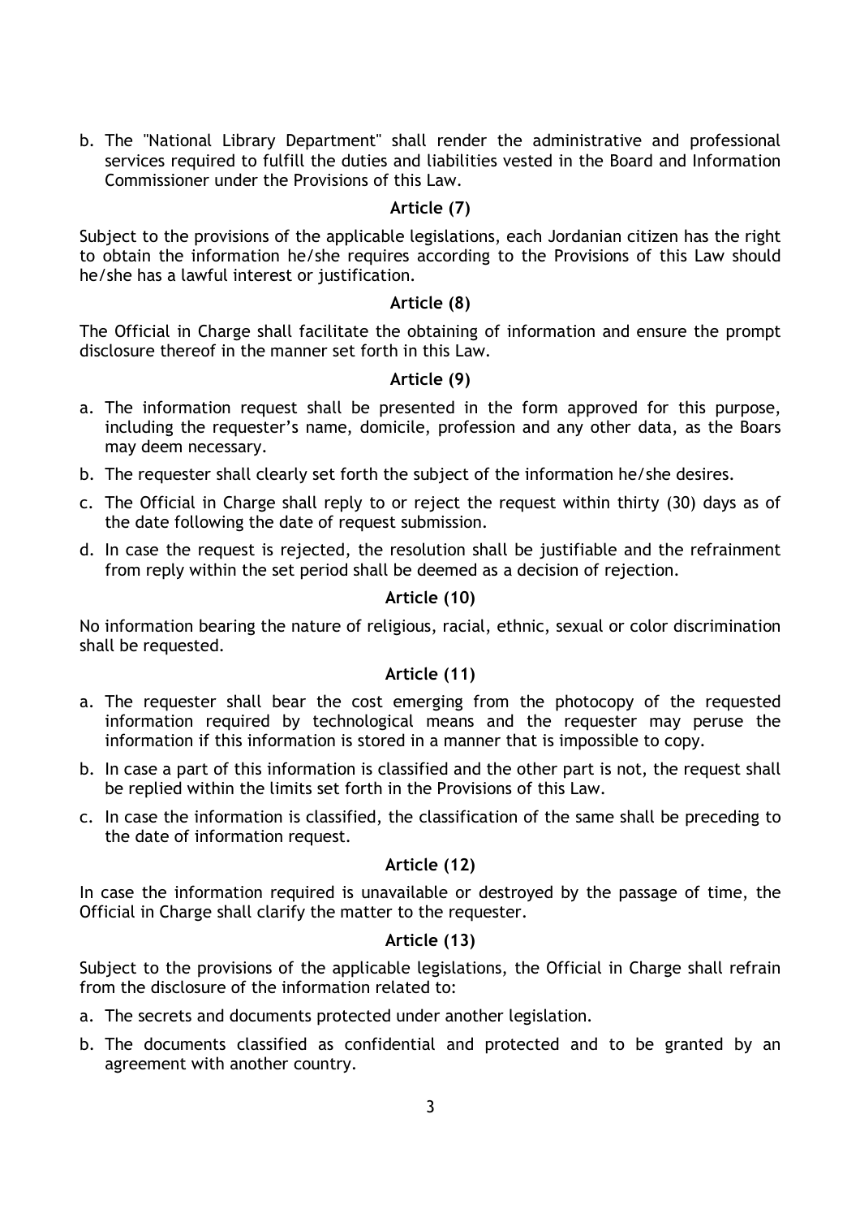b. The "National Library Department" shall render the administrative and professional services required to fulfill the duties and liabilities vested in the Board and Information Commissioner under the Provisions of this Law.

### Article (7)

Subject to the provisions of the applicable legislations, each Jordanian citizen has the right to obtain the information he/she requires according to the Provisions of this Law should he/she has a lawful interest or justification.

### Article (8)

The Official in Charge shall facilitate the obtaining of information and ensure the prompt disclosure thereof in the manner set forth in this Law.

### Article (9)

a. The information request shall be presented in the form approved for this purpose, including the requester's name, domicile, profession and any other data, as the Boars may deem necessary.
b. The requester shall clearly set forth the subject of the information he/she desires.
c. The Official in Charge shall reply to or reject the request within thirty (30) days as of the date following the date of request submission.
d. In case the request is rejected, the resolution shall be justifiable and the refrainment from reply within the set period shall be deemed as a decision of rejection.

### Article (10)

No information bearing the nature of religious, racial, ethnic, sexual or color discrimination shall be requested.

### Article (11)

a. The requester shall bear the cost emerging from the photocopy of the requested information required by technological means and the requester may peruse the information if this information is stored in a manner that is impossible to copy.
b. In case a part of this information is classified and the other part is not, the request shall be replied within the limits set forth in the Provisions of this Law.
c. In case the information is classified, the classification of the same shall be preceding to the date of information request.

### Article (12)

In case the information required is unavailable or destroyed by the passage of time, the Official in Charge shall clarify the matter to the requester.

### Article (13)

Subject to the provisions of the applicable legislations, the Official in Charge shall refrain from the disclosure of the information related to:

a. The secrets and documents protected under another legislation.
b. The documents classified as confidential and protected and to be granted by an agreement with another country.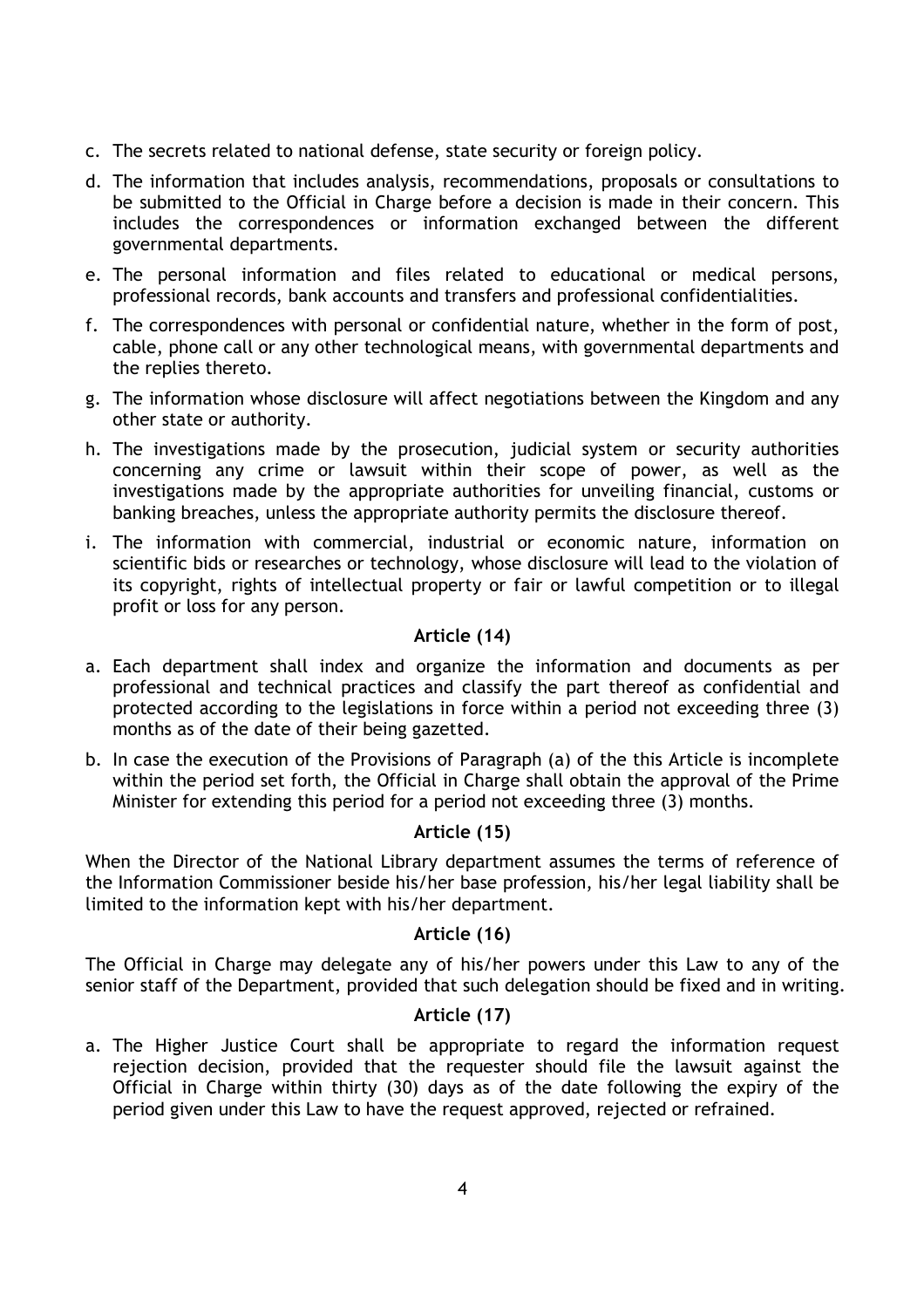c. The secrets related to national defense, state security or foreign policy.

d. The information that includes analysis, recommendations, proposals or consultations to be submitted to the Official in Charge before a decision is made in their concern. This includes the correspondences or information exchanged between the different governmental departments.

e. The personal information and files related to educational or medical persons, professional records, bank accounts and transfers and professional confidentialities.

f. The correspondences with personal or confidential nature, whether in the form of post, cable, phone call or any other technological means, with governmental departments and the replies thereto.

g. The information whose disclosure will affect negotiations between the Kingdom and any other state or authority.

h. The investigations made by the prosecution, judicial system or security authorities concerning any crime or lawsuit within their scope of power, as well as the investigations made by the appropriate authorities for unveiling financial, customs or banking breaches, unless the appropriate authority permits the disclosure thereof.

i. The information with commercial, industrial or economic nature, information on scientific bids or researches or technology, whose disclosure will lead to the violation of its copyright, rights of intellectual property or fair or lawful competition or to illegal profit or loss for any person.

**Article (14)**

a. Each department shall index and organize the information and documents as per professional and technical practices and classify the part thereof as confidential and protected according to the legislations in force within a period not exceeding three (3) months as of the date of their being gazetted.

b. In case the execution of the Provisions of Paragraph (a) of the this Article is incomplete within the period set forth, the Official in Charge shall obtain the approval of the Prime Minister for extending this period for a period not exceeding three (3) months.

**Article (15)**

When the Director of the National Library department assumes the terms of reference of the Information Commissioner beside his/her base profession, his/her legal liability shall be limited to the information kept with his/her department.

**Article (16)**

The Official in Charge may delegate any of his/her powers under this Law to any of the senior staff of the Department, provided that such delegation should be fixed and in writing.

**Article (17)**

a. The Higher Justice Court shall be appropriate to regard the information request rejection decision, provided that the requester should file the lawsuit against the Official in Charge within thirty (30) days as of the date following the expiry of the period given under this Law to have the request approved, rejected or refrained.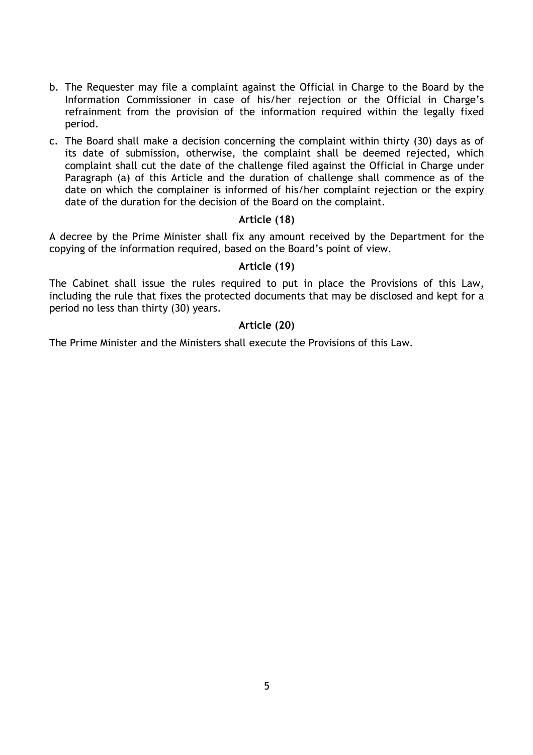b. The Requester may file a complaint against the Official in Charge to the Board by the Information Commissioner in case of his/her rejection or the Official in Charge's refrainment from the provision of the information required within the legally fixed period.
c. The Board shall make a decision concerning the complaint within thirty (30) days as of its date of submission, otherwise, the complaint shall be deemed rejected, which complaint shall cut the date of the challenge filed against the Official in Charge under Paragraph (a) of this Article and the duration of challenge shall commence as of the date on which the complainer is informed of his/her complaint rejection or the expiry date of the duration for the decision of the Board on the complaint.

**Article (18)**

A decree by the Prime Minister shall fix any amount received by the Department for the copying of the information required, based on the Board's point of view.

**Article (19)**

The Cabinet shall issue the rules required to put in place the Provisions of this Law, including the rule that fixes the protected documents that may be disclosed and kept for a period no less than thirty (30) years.

**Article (20)**

The Prime Minister and the Ministers shall execute the Provisions of this Law.